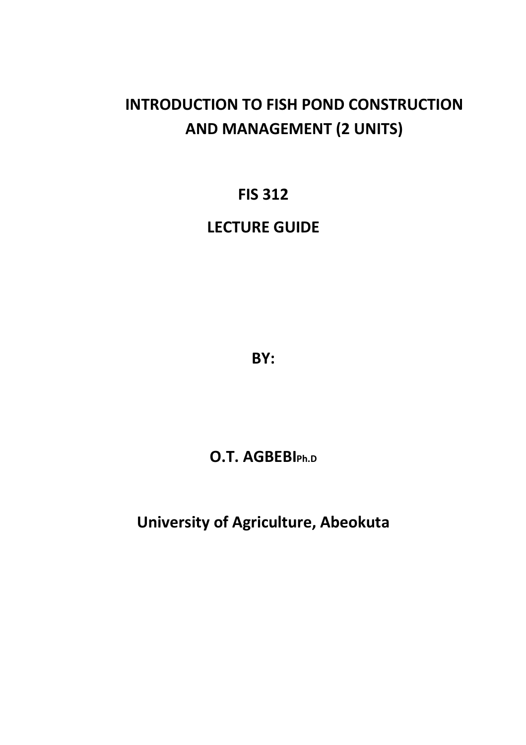# INTRODUCTION TO FISH POND CONSTRUCTION AND MANAGEMENT (2 UNITS)

**FIS 312**

**LECTURE GUIDE**

**BY:**

**O.T. AGBEBI Ph.D**

**University of Agriculture, Abeokuta**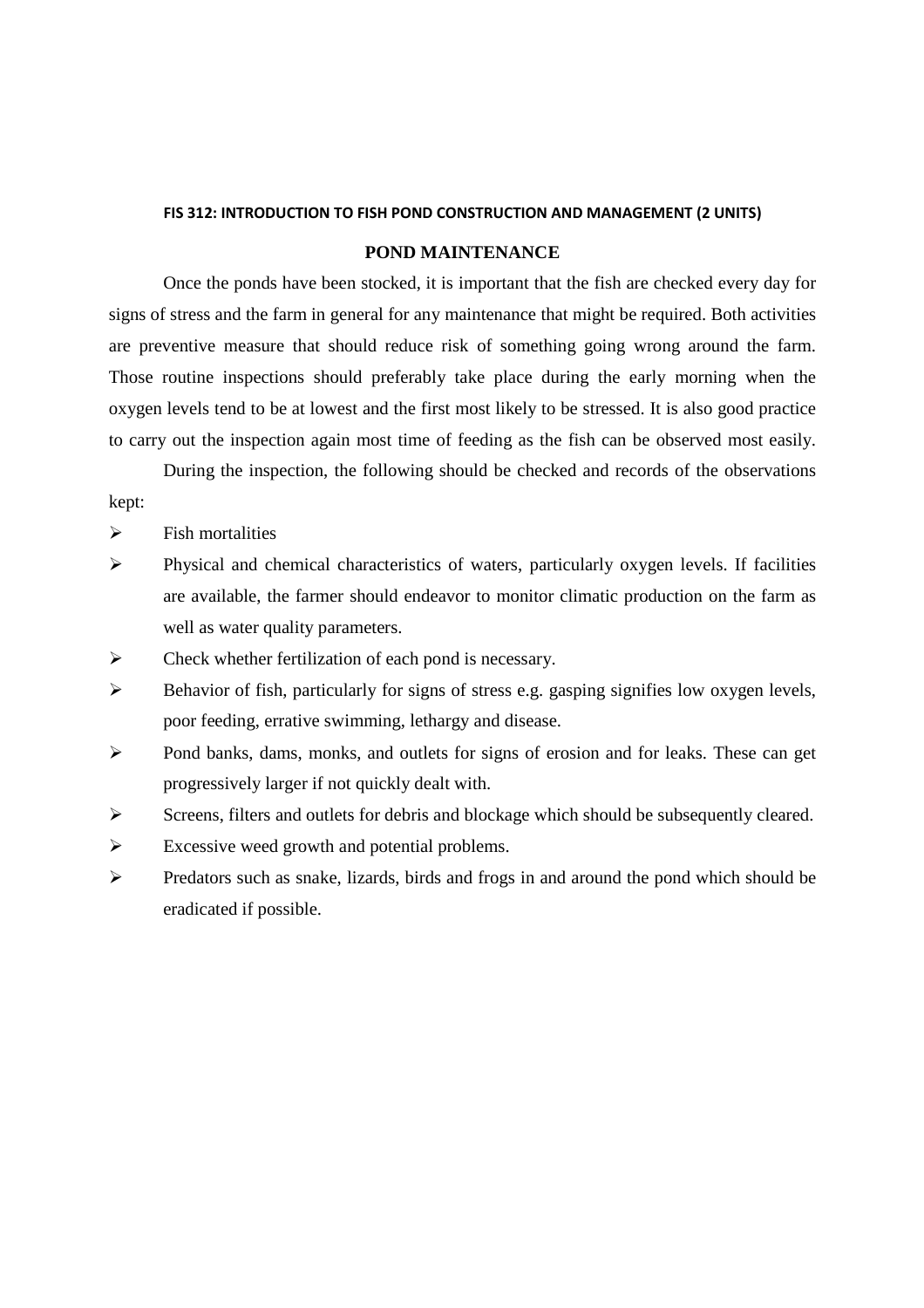**FIS 312: INTRODUCTION TO FISH POND CONSTRUCTION AND MANAGEMENT (2 UNITS)**

## POND MAINTENANCE

Once the ponds have been stocked, it is important that the fish are checked every day for signs of stress and the farm in general for any maintenance that might be required. Both activities are preventive measure that should reduce risk of something going wrong around the farm. Those routine inspections should preferably take place during the early morning when the oxygen levels tend to be at lowest and the first most likely to be stressed. It is also good practice to carry out the inspection again most time of feeding as the fish can be observed most easily.

During the inspection, the following should be checked and records of the observations kept:

- Fish mortalities
- Physical and chemical characteristics of waters, particularly oxygen levels. If facilities are available, the farmer should endeavor to monitor climatic production on the farm as well as water quality parameters.
- Check whether fertilization of each pond is necessary.
- Behavior of fish, particularly for signs of stress e.g. gasping signifies low oxygen levels, poor feeding, errative swimming, lethargy and disease.
- Pond banks, dams, monks, and outlets for signs of erosion and for leaks. These can get progressively larger if not quickly dealt with.
- Screens, filters and outlets for debris and blockage which should be subsequently cleared.
- Excessive weed growth and potential problems.
- Predators such as snake, lizards, birds and frogs in and around the pond which should be eradicated if possible.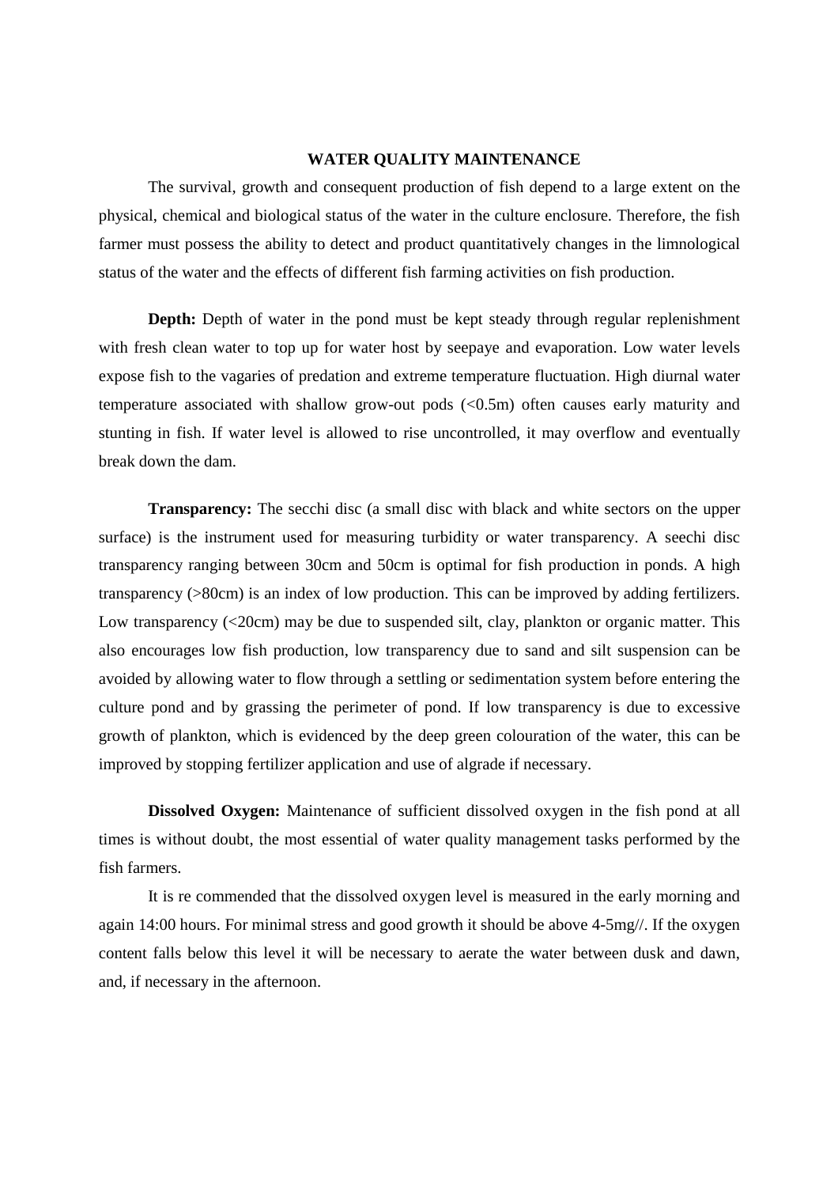## WATER QUALITY MAINTENANCE

The survival, growth and consequent production of fish depend to a large extent on the physical, chemical and biological status of the water in the culture enclosure. Therefore, the fish farmer must possess the ability to detect and product quantitatively changes in the limnological status of the water and the effects of different fish farming activities on fish production.

**Depth:** Depth of water in the pond must be kept steady through regular replenishment with fresh clean water to top up for water host by seepaye and evaporation. Low water levels expose fish to the vagaries of predation and extreme temperature fluctuation. High diurnal water temperature associated with shallow grow-out pods (<0.5m) often causes early maturity and stunting in fish. If water level is allowed to rise uncontrolled, it may overflow and eventually break down the dam.

**Transparency:** The secchi disc (a small disc with black and white sectors on the upper surface) is the instrument used for measuring turbidity or water transparency. A seechi disc transparency ranging between 30cm and 50cm is optimal for fish production in ponds. A high transparency (>80cm) is an index of low production. This can be improved by adding fertilizers. Low transparency (<20cm) may be due to suspended silt, clay, plankton or organic matter. This also encourages low fish production, low transparency due to sand and silt suspension can be avoided by allowing water to flow through a settling or sedimentation system before entering the culture pond and by grassing the perimeter of pond. If low transparency is due to excessive growth of plankton, which is evidenced by the deep green colouration of the water, this can be improved by stopping fertilizer application and use of algrade if necessary.

**Dissolved Oxygen:** Maintenance of sufficient dissolved oxygen in the fish pond at all times is without doubt, the most essential of water quality management tasks performed by the fish farmers.

It is re commended that the dissolved oxygen level is measured in the early morning and again 14:00 hours. For minimal stress and good growth it should be above 4-5mg//. If the oxygen content falls below this level it will be necessary to aerate the water between dusk and dawn, and, if necessary in the afternoon.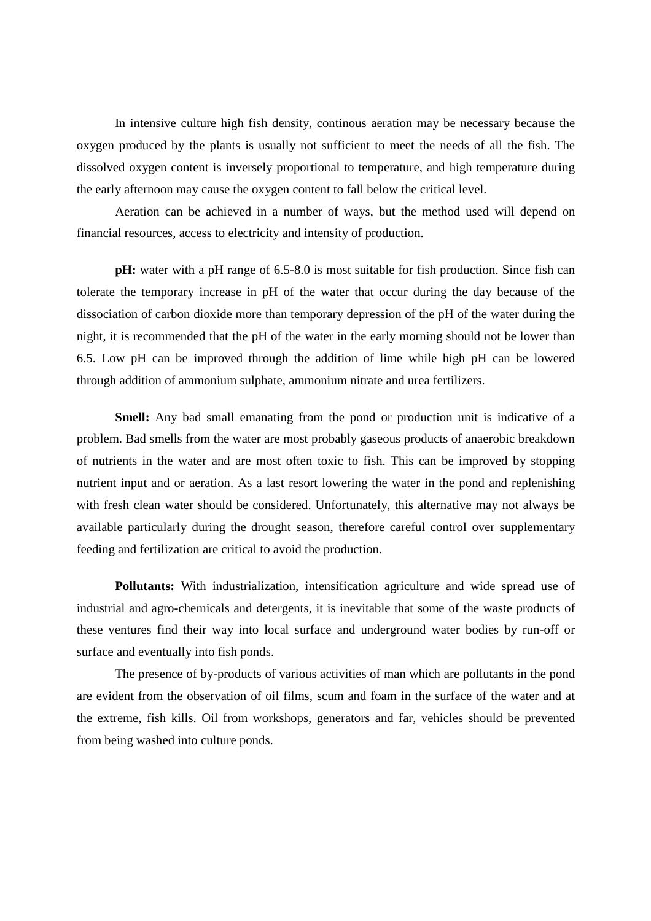In intensive culture high fish density, continous aeration may be necessary because the oxygen produced by the plants is usually not sufficient to meet the needs of all the fish. The dissolved oxygen content is inversely proportional to temperature, and high temperature during the early afternoon may cause the oxygen content to fall below the critical level.

Aeration can be achieved in a number of ways, but the method used will depend on financial resources, access to electricity and intensity of production.

**pH:** water with a pH range of 6.5-8.0 is most suitable for fish production. Since fish can tolerate the temporary increase in pH of the water that occur during the day because of the dissociation of carbon dioxide more than temporary depression of the pH of the water during the night, it is recommended that the pH of the water in the early morning should not be lower than 6.5. Low pH can be improved through the addition of lime while high pH can be lowered through addition of ammonium sulphate, ammonium nitrate and urea fertilizers.

**Smell:** Any bad small emanating from the pond or production unit is indicative of a problem. Bad smells from the water are most probably gaseous products of anaerobic breakdown of nutrients in the water and are most often toxic to fish. This can be improved by stopping nutrient input and or aeration. As a last resort lowering the water in the pond and replenishing with fresh clean water should be considered. Unfortunately, this alternative may not always be available particularly during the drought season, therefore careful control over supplementary feeding and fertilization are critical to avoid the production.

**Pollutants:** With industrialization, intensification agriculture and wide spread use of industrial and agro-chemicals and detergents, it is inevitable that some of the waste products of these ventures find their way into local surface and underground water bodies by run-off or surface and eventually into fish ponds.

The presence of by-products of various activities of man which are pollutants in the pond are evident from the observation of oil films, scum and foam in the surface of the water and at the extreme, fish kills. Oil from workshops, generators and far, vehicles should be prevented from being washed into culture ponds.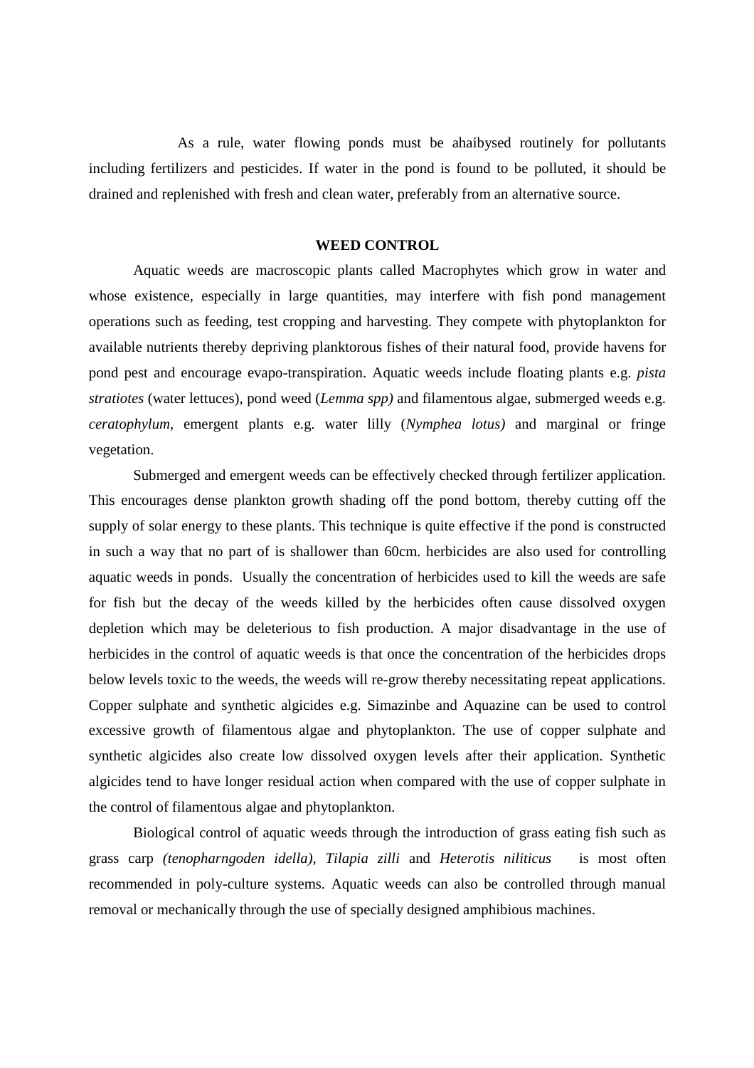As a rule, water flowing ponds must be ahaibysed routinely for pollutants including fertilizers and pesticides. If water in the pond is found to be polluted, it should be drained and replenished with fresh and clean water, preferably from an alternative source.

## WEED CONTROL

Aquatic weeds are macroscopic plants called Macrophytes which grow in water and whose existence, especially in large quantities, may interfere with fish pond management operations such as feeding, test cropping and harvesting. They compete with phytoplankton for available nutrients thereby depriving planktorous fishes of their natural food, provide havens for pond pest and encourage evapo-transpiration. Aquatic weeds include floating plants e.g. *pista stratiotes* (water lettuces), pond weed (*Lemma spp)* and filamentous algae, submerged weeds e.g. *ceratophylum*, emergent plants e.g. water lilly (*Nymphea lotus)* and marginal or fringe vegetation.

Submerged and emergent weeds can be effectively checked through fertilizer application. This encourages dense plankton growth shading off the pond bottom, thereby cutting off the supply of solar energy to these plants. This technique is quite effective if the pond is constructed in such a way that no part of is shallower than 60cm. herbicides are also used for controlling aquatic weeds in ponds. Usually the concentration of herbicides used to kill the weeds are safe for fish but the decay of the weeds killed by the herbicides often cause dissolved oxygen depletion which may be deleterious to fish production. A major disadvantage in the use of herbicides in the control of aquatic weeds is that once the concentration of the herbicides drops below levels toxic to the weeds, the weeds will re-grow thereby necessitating repeat applications. Copper sulphate and synthetic algicides e.g. Simazinbe and Aquazine can be used to control excessive growth of filamentous algae and phytoplankton. The use of copper sulphate and synthetic algicides also create low dissolved oxygen levels after their application. Synthetic algicides tend to have longer residual action when compared with the use of copper sulphate in the control of filamentous algae and phytoplankton.

Biological control of aquatic weeds through the introduction of grass eating fish such as grass carp *(tenopharngoden idella)*, *Tilapia zilli* and *Heterotis niliticus* is most often recommended in poly-culture systems. Aquatic weeds can also be controlled through manual removal or mechanically through the use of specially designed amphibious machines.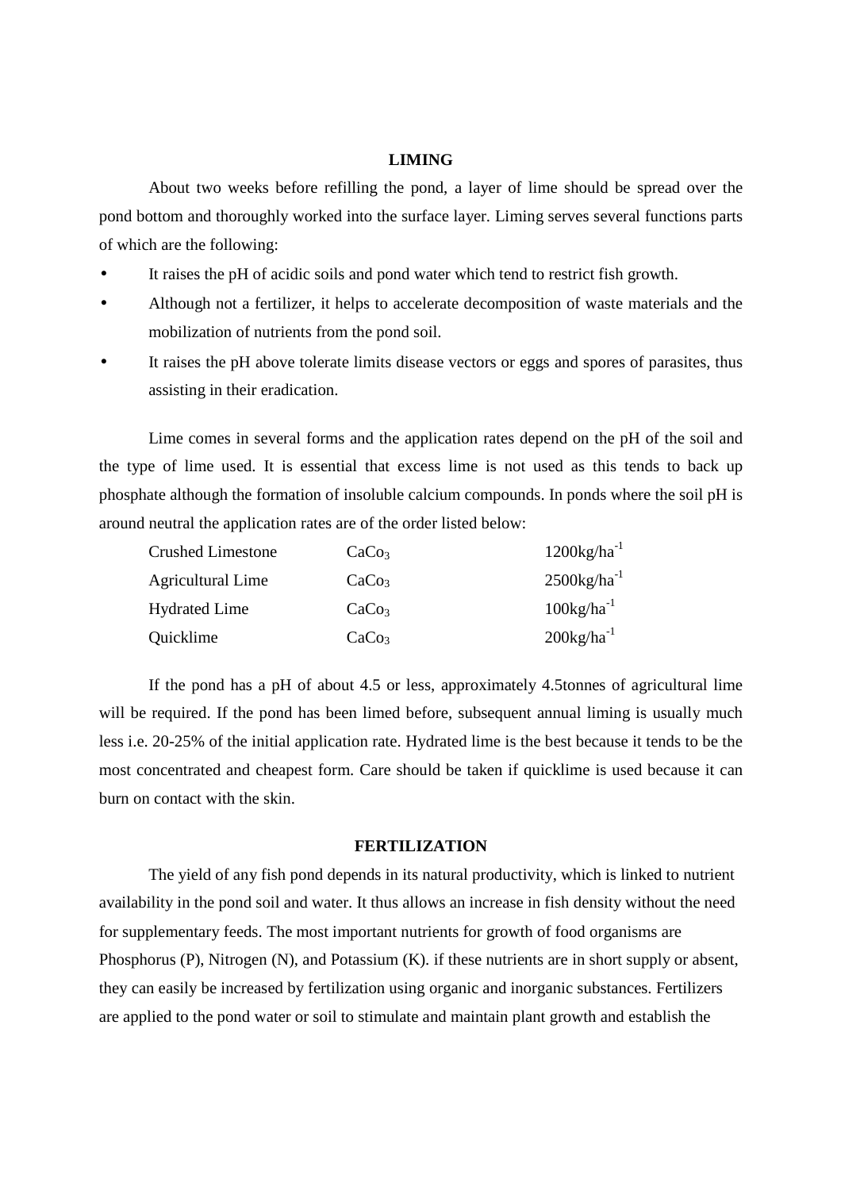**LIMING**

About two weeks before refilling the pond, a layer of lime should be spread over the pond bottom and thoroughly worked into the surface layer. Liming serves several functions parts of which are the following:

- It raises the pH of acidic soils and pond water which tend to restrict fish growth.
- Although not a fertilizer, it helps to accelerate decomposition of waste materials and the mobilization of nutrients from the pond soil.
- It raises the pH above tolerate limits disease vectors or eggs and spores of parasites, thus assisting in their eradication.

Lime comes in several forms and the application rates depend on the pH of the soil and the type of lime used. It is essential that excess lime is not used as this tends to back up phosphate although the formation of insoluble calcium compounds. In ponds where the soil pH is around neutral the application rates are of the order listed below:

| | | |
|---|---|---|
| Crushed Limestone | $CaCo_3$ | $1200kg/ha^{-1}$ |
| Agricultural Lime | $CaCo_3$ | $2500kg/ha^{-1}$ |
| Hydrated Lime | $CaCo_3$ | $100kg/ha^{-1}$ |
| Quicklime | $CaCo_3$ | $200kg/ha^{-1}$ |

If the pond has a pH of about 4.5 or less, approximately 4.5tonnes of agricultural lime will be required. If the pond has been limed before, subsequent annual liming is usually much less i.e. 20-25% of the initial application rate. Hydrated lime is the best because it tends to be the most concentrated and cheapest form. Care should be taken if quicklime is used because it can burn on contact with the skin.

**FERTILIZATION**

The yield of any fish pond depends in its natural productivity, which is linked to nutrient availability in the pond soil and water. It thus allows an increase in fish density without the need for supplementary feeds. The most important nutrients for growth of food organisms are Phosphorus (P), Nitrogen (N), and Potassium (K). if these nutrients are in short supply or absent, they can easily be increased by fertilization using organic and inorganic substances. Fertilizers are applied to the pond water or soil to stimulate and maintain plant growth and establish the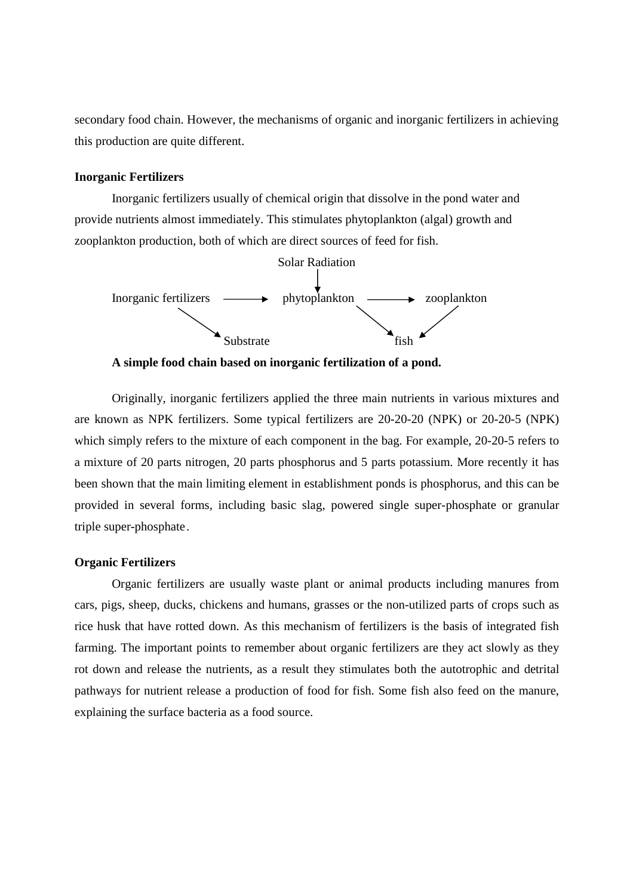secondary food chain. However, the mechanisms of organic and inorganic fertilizers in achieving this production are quite different.

**Inorganic Fertilizers**

Inorganic fertilizers usually of chemical origin that dissolve in the pond water and provide nutrients almost immediately. This stimulates phytoplankton (algal) growth and zooplankton production, both of which are direct sources of feed for fish.

```
                          Solar Radiation
                                |
                                v
Inorganic fertilizers ----> phytoplankton ----> zooplankton
          \                        \                /
           v                        v              v
          Substrate                       fish
```

**A simple food chain based on inorganic fertilization of a pond.**

Originally, inorganic fertilizers applied the three main nutrients in various mixtures and are known as NPK fertilizers. Some typical fertilizers are 20-20-20 (NPK) or 20-20-5 (NPK) which simply refers to the mixture of each component in the bag. For example, 20-20-5 refers to a mixture of 20 parts nitrogen, 20 parts phosphorus and 5 parts potassium. More recently it has been shown that the main limiting element in establishment ponds is phosphorus, and this can be provided in several forms, including basic slag, powered single super-phosphate or granular triple super-phosphate.

**Organic Fertilizers**

Organic fertilizers are usually waste plant or animal products including manures from cars, pigs, sheep, ducks, chickens and humans, grasses or the non-utilized parts of crops such as rice husk that have rotted down. As this mechanism of fertilizers is the basis of integrated fish farming. The important points to remember about organic fertilizers are they act slowly as they rot down and release the nutrients, as a result they stimulates both the autotrophic and detrital pathways for nutrient release a production of food for fish. Some fish also feed on the manure, explaining the surface bacteria as a food source.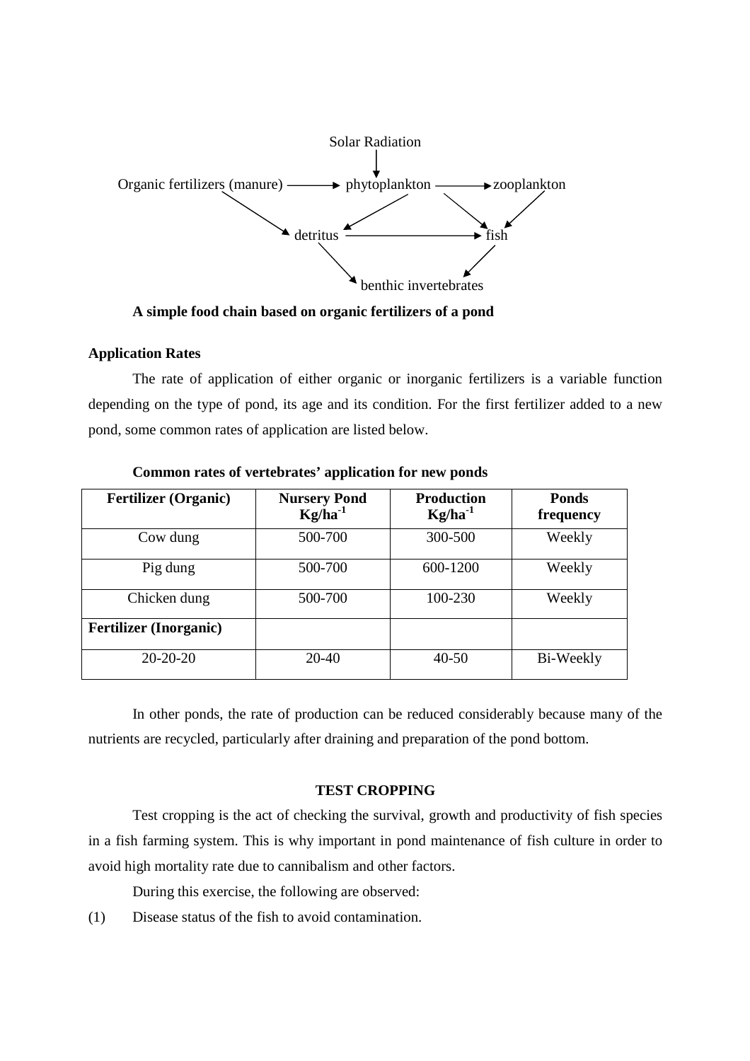Solar Radiation

Organic fertilizers (manure) → phytoplankton → zooplankton

detritus → fish

benthic invertebrates

**A simple food chain based on organic fertilizers of a pond**

**Application Rates**

The rate of application of either organic or inorganic fertilizers is a variable function depending on the type of pond, its age and its condition. For the first fertilizer added to a new pond, some common rates of application are listed below.

**Common rates of vertebrates' application for new ponds**

| **Fertilizer (Organic)** | **Nursery Pond Kg/ha$^{-1}$** | **Production Kg/ha$^{-1}$** | **Ponds frequency** |
|---|---|---|---|
| Cow dung | 500-700 | 300-500 | Weekly |
| Pig dung | 500-700 | 600-1200 | Weekly |
| Chicken dung | 500-700 | 100-230 | Weekly |
| **Fertilizer (Inorganic)** | | | |
| 20-20-20 | 20-40 | 40-50 | Bi-Weekly |

In other ponds, the rate of production can be reduced considerably because many of the nutrients are recycled, particularly after draining and preparation of the pond bottom.

## TEST CROPPING

Test cropping is the act of checking the survival, growth and productivity of fish species in a fish farming system. This is why important in pond maintenance of fish culture in order to avoid high mortality rate due to cannibalism and other factors.

During this exercise, the following are observed:

(1) Disease status of the fish to avoid contamination.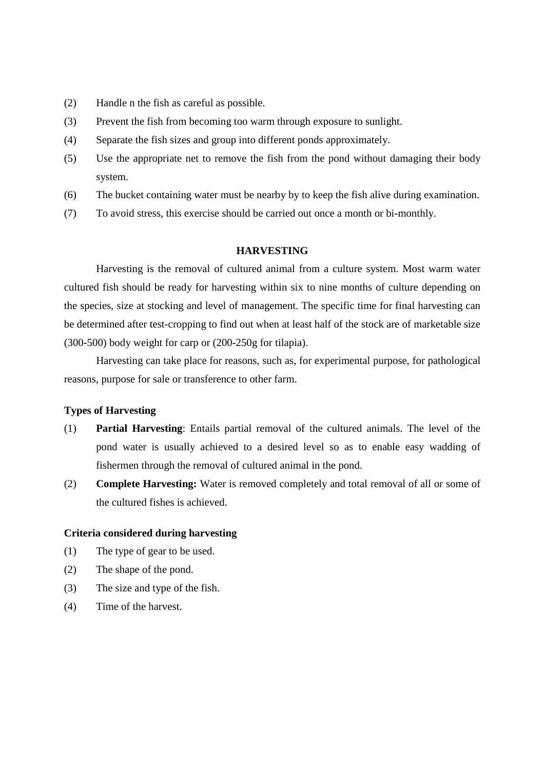(2) Handle n the fish as careful as possible.

(3) Prevent the fish from becoming too warm through exposure to sunlight.

(4) Separate the fish sizes and group into different ponds approximately.

(5) Use the appropriate net to remove the fish from the pond without damaging their body system.

(6) The bucket containing water must be nearby by to keep the fish alive during examination.

(7) To avoid stress, this exercise should be carried out once a month or bi-monthly.

## HARVESTING

Harvesting is the removal of cultured animal from a culture system. Most warm water cultured fish should be ready for harvesting within six to nine months of culture depending on the species, size at stocking and level of management. The specific time for final harvesting can be determined after test-cropping to find out when at least half of the stock are of marketable size (300-500) body weight for carp or (200-250g for tilapia).

Harvesting can take place for reasons, such as, for experimental purpose, for pathological reasons, purpose for sale or transference to other farm.

### Types of Harvesting

(1) **Partial Harvesting**: Entails partial removal of the cultured animals. The level of the pond water is usually achieved to a desired level so as to enable easy wadding of fishermen through the removal of cultured animal in the pond.

(2) **Complete Harvesting:** Water is removed completely and total removal of all or some of the cultured fishes is achieved.

### Criteria considered during harvesting

(1) The type of gear to be used.

(2) The shape of the pond.

(3) The size and type of the fish.

(4) Time of the harvest.